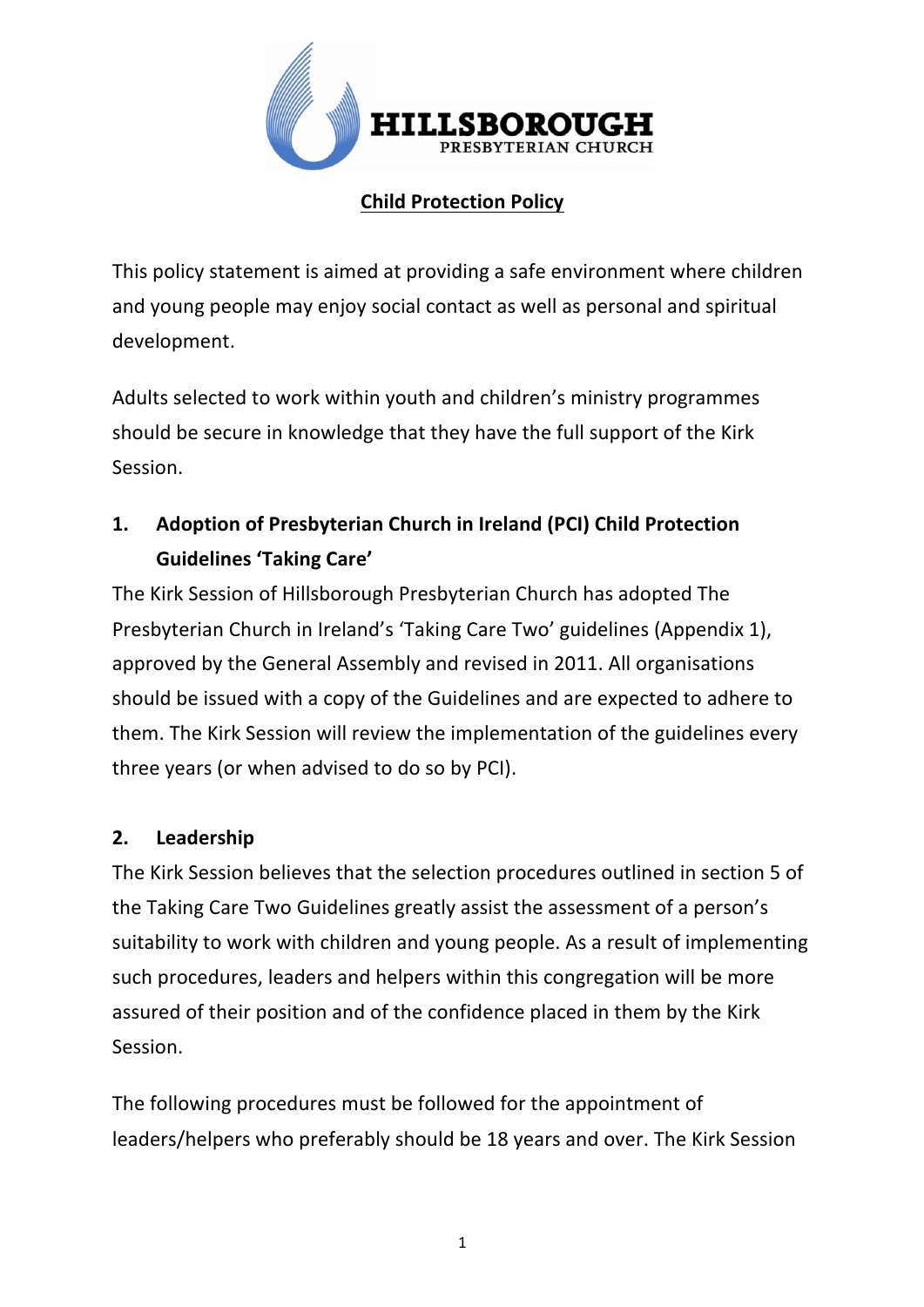HILLSBOROUGH PRESBYTERIAN CHURCH

# Child Protection Policy

This policy statement is aimed at providing a safe environment where children and young people may enjoy social contact as well as personal and spiritual development.

Adults selected to work within youth and children's ministry programmes should be secure in knowledge that they have the full support of the Kirk Session.

## 1. Adoption of Presbyterian Church in Ireland (PCI) Child Protection Guidelines 'Taking Care'

The Kirk Session of Hillsborough Presbyterian Church has adopted The Presbyterian Church in Ireland's 'Taking Care Two' guidelines (Appendix 1), approved by the General Assembly and revised in 2011. All organisations should be issued with a copy of the Guidelines and are expected to adhere to them. The Kirk Session will review the implementation of the guidelines every three years (or when advised to do so by PCI).

## 2. Leadership

The Kirk Session believes that the selection procedures outlined in section 5 of the Taking Care Two Guidelines greatly assist the assessment of a person's suitability to work with children and young people. As a result of implementing such procedures, leaders and helpers within this congregation will be more assured of their position and of the confidence placed in them by the Kirk Session.

The following procedures must be followed for the appointment of leaders/helpers who preferably should be 18 years and over. The Kirk Session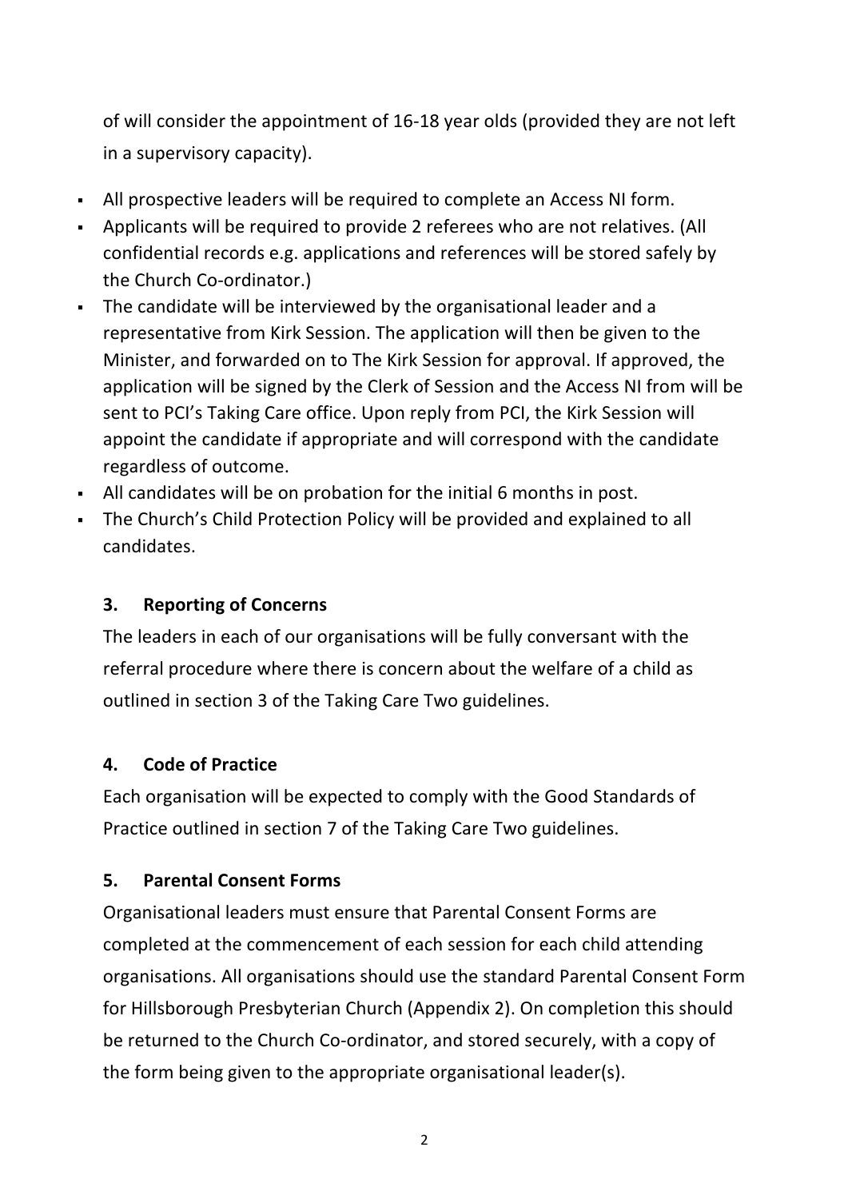of will consider the appointment of 16-18 year olds (provided they are not left in a supervisory capacity).

- All prospective leaders will be required to complete an Access NI form.
- Applicants will be required to provide 2 referees who are not relatives. (All confidential records e.g. applications and references will be stored safely by the Church Co-ordinator.)
- The candidate will be interviewed by the organisational leader and a representative from Kirk Session. The application will then be given to the Minister, and forwarded on to The Kirk Session for approval. If approved, the application will be signed by the Clerk of Session and the Access NI from will be sent to PCI's Taking Care office. Upon reply from PCI, the Kirk Session will appoint the candidate if appropriate and will correspond with the candidate regardless of outcome.
- All candidates will be on probation for the initial 6 months in post.
- The Church's Child Protection Policy will be provided and explained to all candidates.

## 3. Reporting of Concerns

The leaders in each of our organisations will be fully conversant with the referral procedure where there is concern about the welfare of a child as outlined in section 3 of the Taking Care Two guidelines.

## 4. Code of Practice

Each organisation will be expected to comply with the Good Standards of Practice outlined in section 7 of the Taking Care Two guidelines.

## 5. Parental Consent Forms

Organisational leaders must ensure that Parental Consent Forms are completed at the commencement of each session for each child attending organisations. All organisations should use the standard Parental Consent Form for Hillsborough Presbyterian Church (Appendix 2). On completion this should be returned to the Church Co-ordinator, and stored securely, with a copy of the form being given to the appropriate organisational leader(s).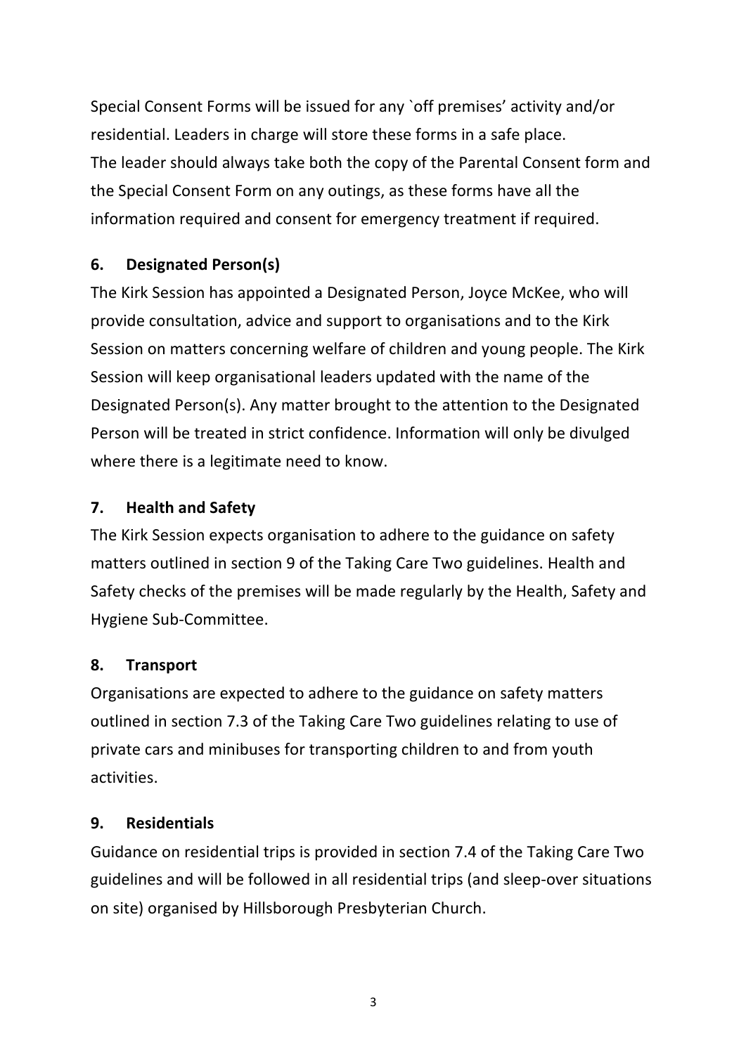Special Consent Forms will be issued for any `off premises' activity and/or residential. Leaders in charge will store these forms in a safe place.
The leader should always take both the copy of the Parental Consent form and the Special Consent Form on any outings, as these forms have all the information required and consent for emergency treatment if required.

## 6. Designated Person(s)

The Kirk Session has appointed a Designated Person, Joyce McKee, who will provide consultation, advice and support to organisations and to the Kirk Session on matters concerning welfare of children and young people. The Kirk Session will keep organisational leaders updated with the name of the Designated Person(s). Any matter brought to the attention to the Designated Person will be treated in strict confidence. Information will only be divulged where there is a legitimate need to know.

## 7. Health and Safety

The Kirk Session expects organisation to adhere to the guidance on safety matters outlined in section 9 of the Taking Care Two guidelines. Health and Safety checks of the premises will be made regularly by the Health, Safety and Hygiene Sub-Committee.

## 8. Transport

Organisations are expected to adhere to the guidance on safety matters outlined in section 7.3 of the Taking Care Two guidelines relating to use of private cars and minibuses for transporting children to and from youth activities.

## 9. Residentials

Guidance on residential trips is provided in section 7.4 of the Taking Care Two guidelines and will be followed in all residential trips (and sleep-over situations on site) organised by Hillsborough Presbyterian Church.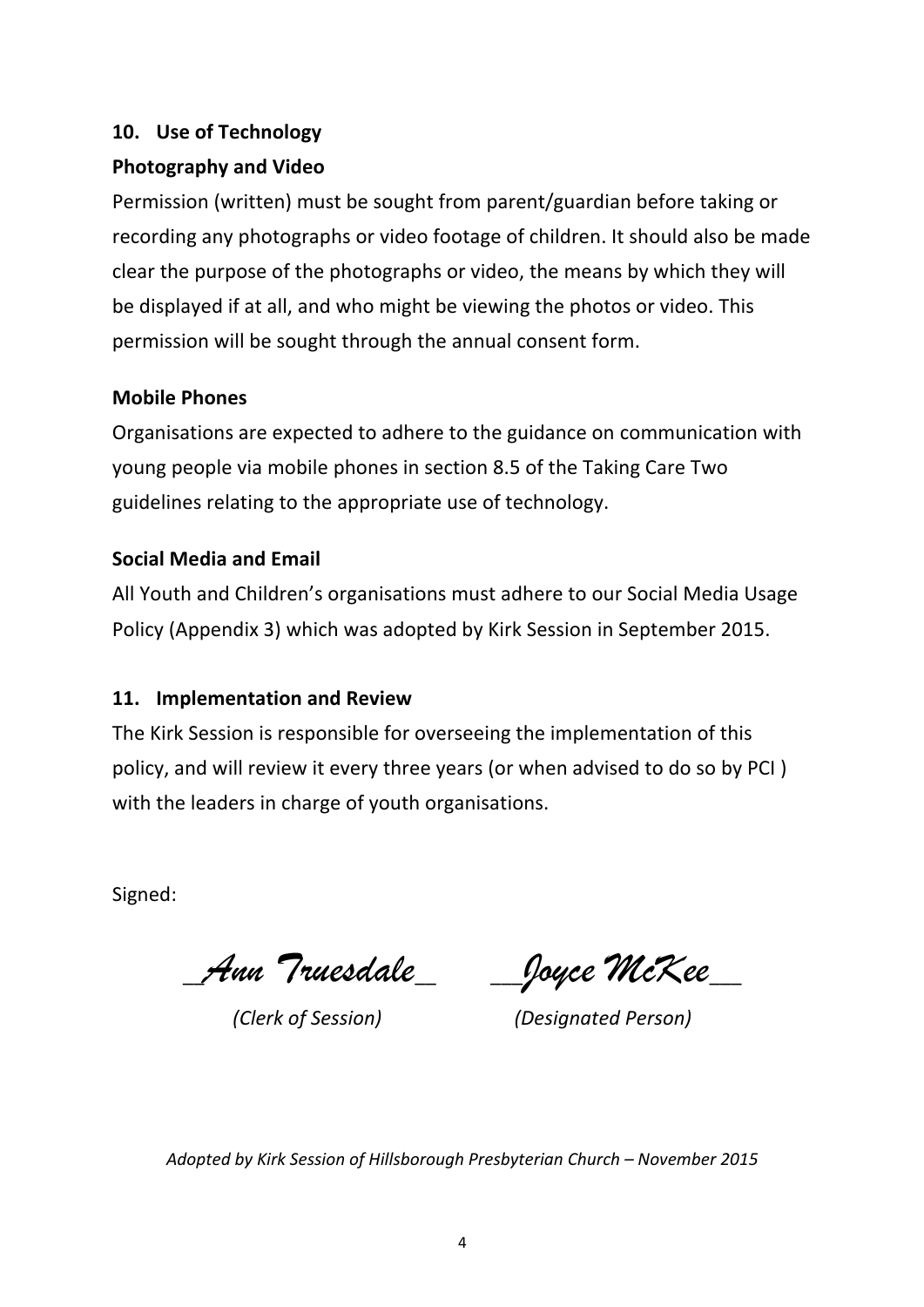## 10. Use of Technology

### Photography and Video

Permission (written) must be sought from parent/guardian before taking or recording any photographs or video footage of children. It should also be made clear the purpose of the photographs or video, the means by which they will be displayed if at all, and who might be viewing the photos or video. This permission will be sought through the annual consent form.

### Mobile Phones

Organisations are expected to adhere to the guidance on communication with young people via mobile phones in section 8.5 of the Taking Care Two guidelines relating to the appropriate use of technology.

### Social Media and Email

All Youth and Children's organisations must adhere to our Social Media Usage Policy (Appendix 3) which was adopted by Kirk Session in September 2015.

## 11. Implementation and Review

The Kirk Session is responsible for overseeing the implementation of this policy, and will review it every three years (or when advised to do so by PCI ) with the leaders in charge of youth organisations.

Signed:

*_Ann Truesdale_* *__Joyce McKee__*

*(Clerk of Session)* *(Designated Person)*

*Adopted by Kirk Session of Hillsborough Presbyterian Church – November 2015*